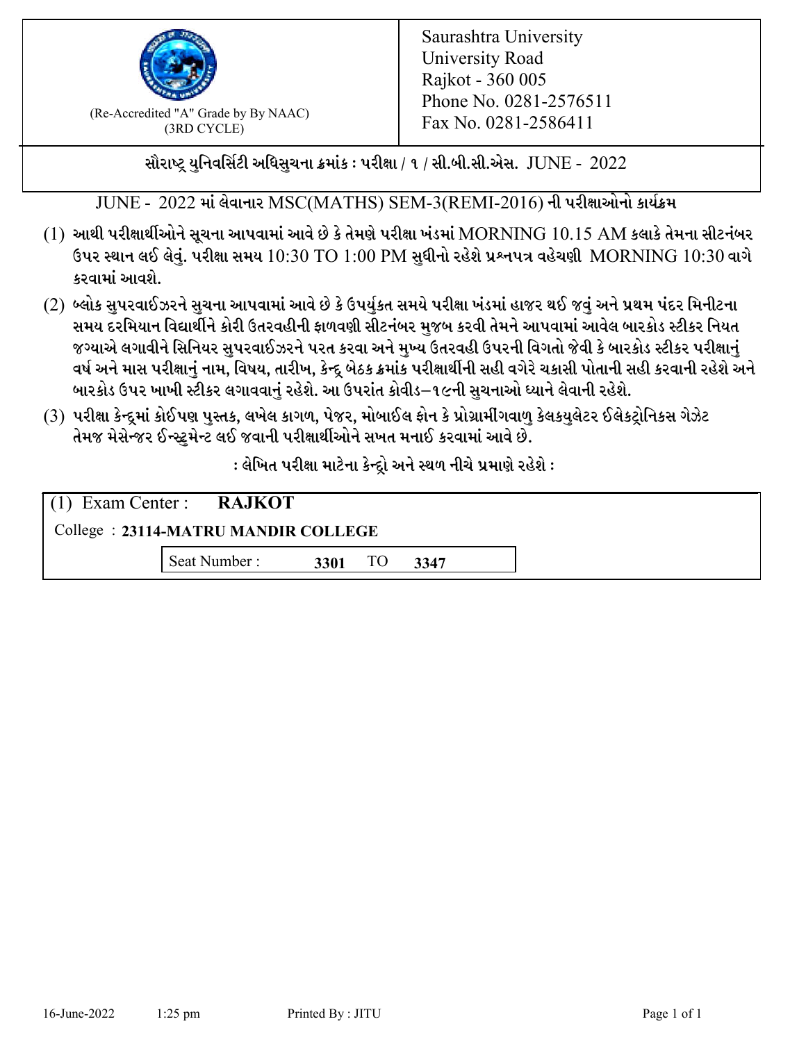(Re-Accredited "A" Grade by By NAAC)
(3RD CYCLE)

Saurashtra University
University Road
Rajkot - 360 005
Phone No. 0281-2576511
Fax No. 0281-2586411

**સૌરાષ્ટ્ર યુનિવર્સિટી અધિસુચના ક્રમાંક : પરીક્ષા / ૧ / સી.બી.સી.એસ. JUNE - 2022**

JUNE - 2022 માં લેવાનાર MSC(MATHS) SEM-3(REMI-2016) ની પરીક્ષાઓનો કાર્યક્રમ

(1) આથી પરીક્ષાર્થીઓને સૂચના આપવામાં આવે છે કે તેમણે પરીક્ષા ખંડમાં MORNING 10.15 AM કલાકે તેમના સીટનંબર ઉપર સ્થાન લઈ લેવું. પરીક્ષા સમય 10:30 TO 1:00 PM સુધીનો રહેશે પ્રશ્નપત્ર વહેચણી MORNING 10:30 વાગે કરવામાં આવશે.

(2) બ્લોક સુપરવાઈઝરને સુચના આપવામાં આવે છે કે ઉપર્યુકત સમયે પરીક્ષા ખંડમાં હાજર થઈ જવું અને પ્રથમ પંદર મિનીટના સમય દરમિયાન વિદ્યાર્થીને કોરી ઉતરવહીની ફાળવણી સીટનંબર મુજબ કરવી તેમને આપવામાં આવેલ બારકોડ સ્ટીકર નિયત જગ્યાએ લગાવીને સિનિયર સુપરવાઈઝરને પરત કરવા અને મુખ્ય ઉતરવહી ઉપરની વિગતો જેવી કે બારકોડ સ્ટીકર પરીક્ષાનું વર્ષ અને માસ પરીક્ષાનું નામ, વિષય, તારીખ, કેન્દ્ર બેઠક ક્રમાંક પરીક્ષાર્થીની સહી વગેરે ચકાસી પોતાની સહી કરવાની રહેશે અને બારકોડ ઉપર ખાખી સ્ટીકર લગાવવાનું રહેશે. આ ઉપરાંત કોવીડ–૧૯ની સુચનાઓ ધ્યાને લેવાની રહેશે.

(3) પરીક્ષા કેન્દ્રમાં કોઈપણ પુસ્તક, લખેલ કાગળ, પેજર, મોબાઈલ ફોન કે પ્રોગ્રામીંગવાળુ કેલકયુલેટર ઈલેકટ્રોનિકસ ગેઝેટ તેમજ મેસેન્જર ઈન્સ્ટ્રુમેન્ટ લઈ જવાની પરીક્ષાર્થીઓને સખત મનાઈ કરવામાં આવે છે.

**: લેખિત પરીક્ષા માટેના કેન્દ્રો અને સ્થળ નીચે પ્રમાણે રહેશે :**

(1) Exam Center : **RAJKOT**

College : **23114-MATRU MANDIR COLLEGE**

Seat Number : **3301** TO **3347**

16-June-2022 1:25 pm Printed By : JITU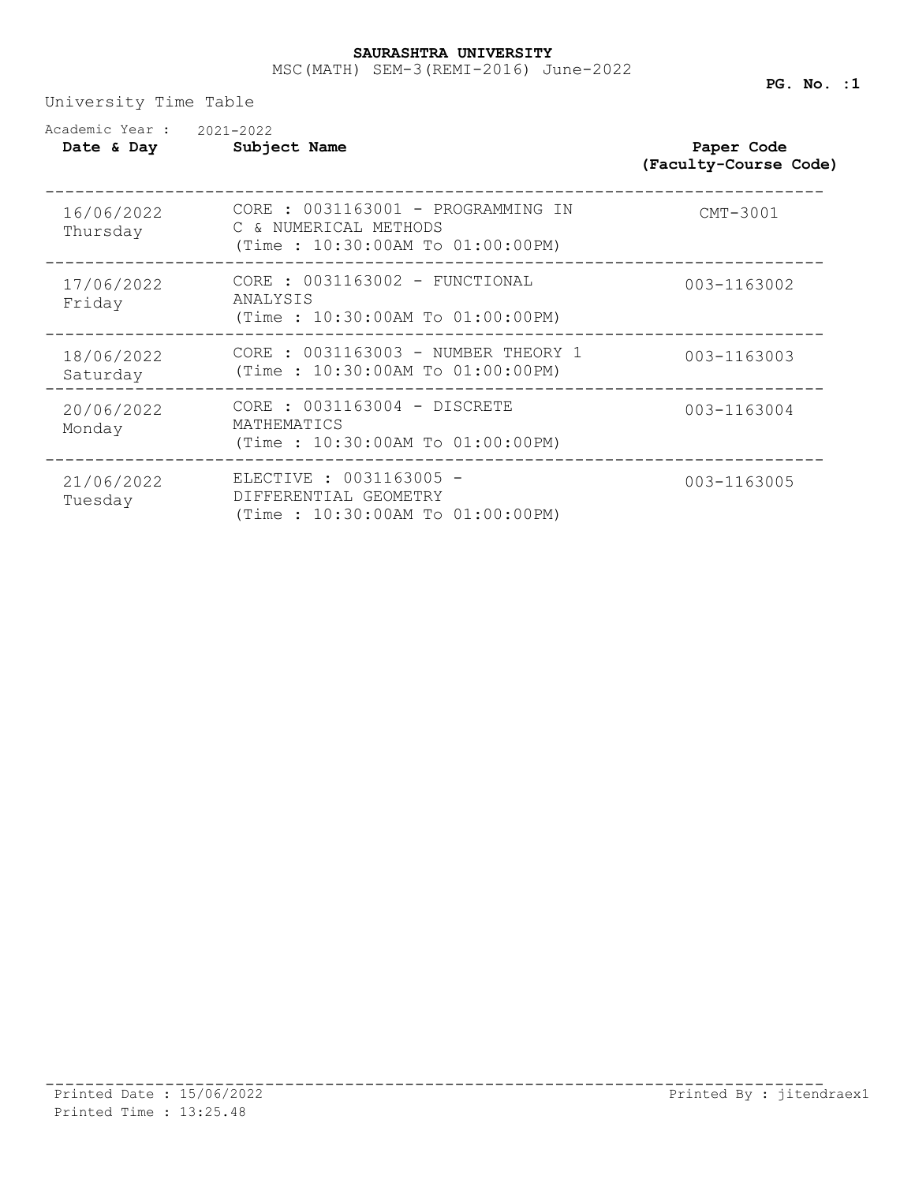# SAURASHTRA UNIVERSITY

MSC(MATH) SEM-3(REMI-2016) June-2022

University Time Table

Academic Year : 2021-2022

| Date & Day | Subject Name | Paper Code (Faculty-Course Code) |
|---|---|---|
| 16/06/2022 Thursday | CORE : 0031163001 - PROGRAMMING IN C & NUMERICAL METHODS (Time : 10:30:00AM To 01:00:00PM) | CMT-3001 |
| 17/06/2022 Friday | CORE : 0031163002 - FUNCTIONAL ANALYSIS (Time : 10:30:00AM To 01:00:00PM) | 003-1163002 |
| 18/06/2022 Saturday | CORE : 0031163003 - NUMBER THEORY 1 (Time : 10:30:00AM To 01:00:00PM) | 003-1163003 |
| 20/06/2022 Monday | CORE : 0031163004 - DISCRETE MATHEMATICS (Time : 10:30:00AM To 01:00:00PM) | 003-1163004 |
| 21/06/2022 Tuesday | ELECTIVE : 0031163005 - DIFFERENTIAL GEOMETRY (Time : 10:30:00AM To 01:00:00PM) | 003-1163005 |

Printed Date : 15/06/2022
Printed Time : 13:25.48

Printed By : jitendraex1